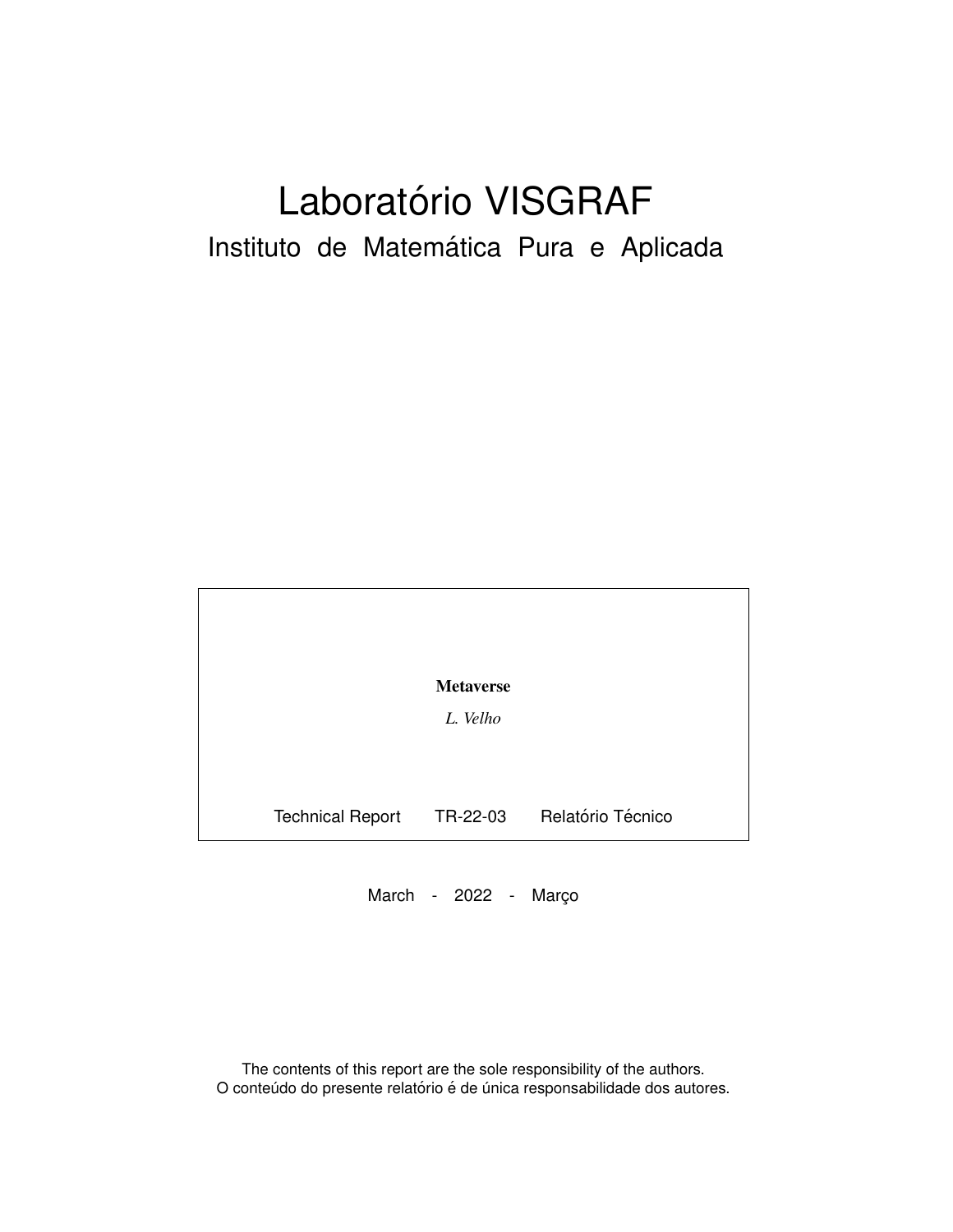# Laboratório VISGRAF

## Instituto de Matemática Pura e Aplicada

**Metaverse**

*L. Velho*

Technical Report TR-22-03 Relatório Técnico

March - 2022 - Março

The contents of this report are the sole responsibility of the authors.
O conteúdo do presente relatório é de única responsabilidade dos autores.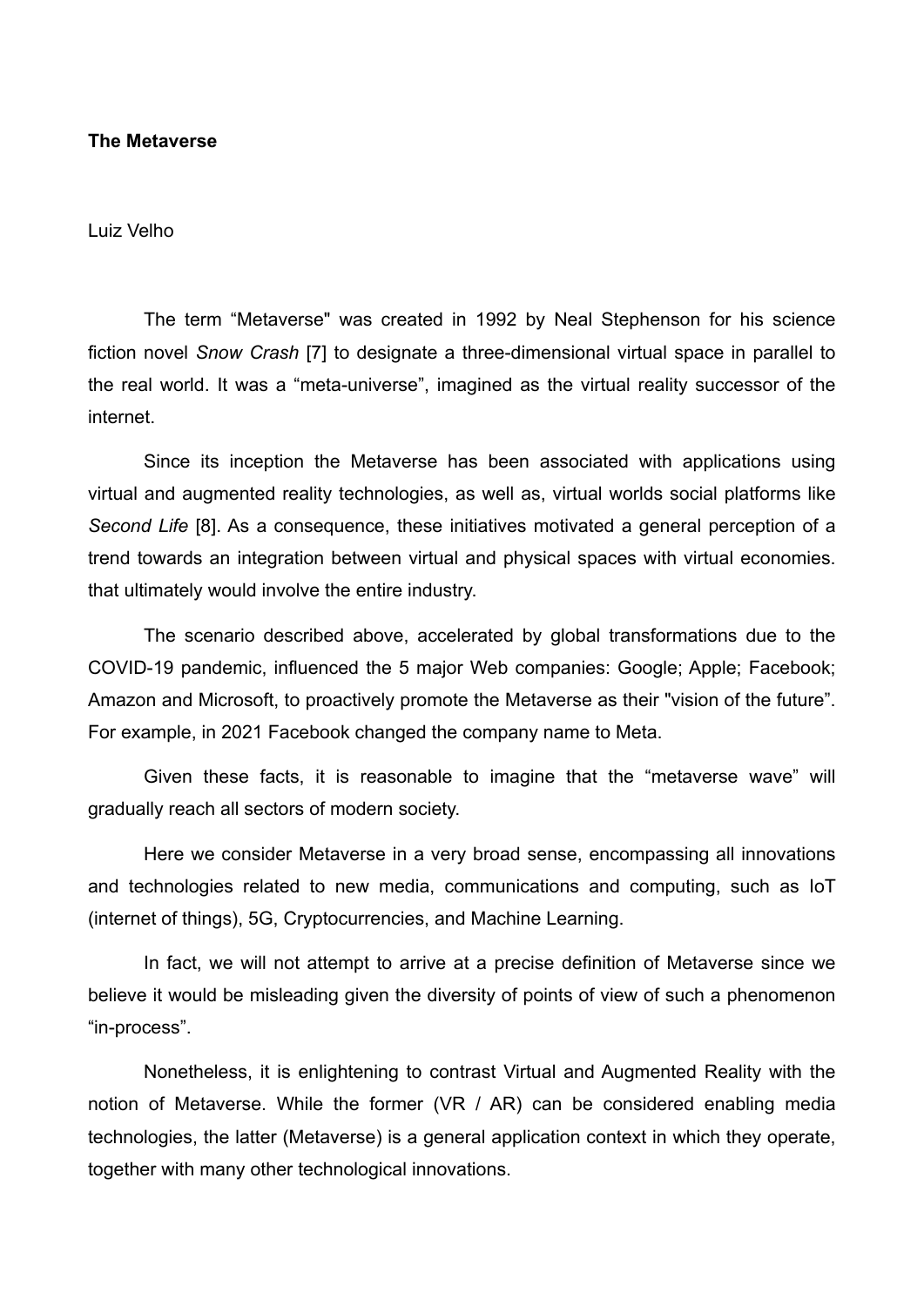**The Metaverse**

Luiz Velho

The term “Metaverse" was created in 1992 by Neal Stephenson for his science fiction novel *Snow Crash* [7] to designate a three-dimensional virtual space in parallel to the real world. It was a “meta-universe”, imagined as the virtual reality successor of the internet.

Since its inception the Metaverse has been associated with applications using virtual and augmented reality technologies, as well as, virtual worlds social platforms like *Second Life* [8]. As a consequence, these initiatives motivated a general perception of a trend towards an integration between virtual and physical spaces with virtual economies. that ultimately would involve the entire industry.

The scenario described above, accelerated by global transformations due to the COVID-19 pandemic, influenced the 5 major Web companies: Google; Apple; Facebook; Amazon and Microsoft, to proactively promote the Metaverse as their "vision of the future”. For example, in 2021 Facebook changed the company name to Meta.

Given these facts, it is reasonable to imagine that the “metaverse wave” will gradually reach all sectors of modern society.

Here we consider Metaverse in a very broad sense, encompassing all innovations and technologies related to new media, communications and computing, such as IoT (internet of things), 5G, Cryptocurrencies, and Machine Learning.

In fact, we will not attempt to arrive at a precise definition of Metaverse since we believe it would be misleading given the diversity of points of view of such a phenomenon “in-process”.

Nonetheless, it is enlightening to contrast Virtual and Augmented Reality with the notion of Metaverse. While the former (VR / AR) can be considered enabling media technologies, the latter (Metaverse) is a general application context in which they operate, together with many other technological innovations.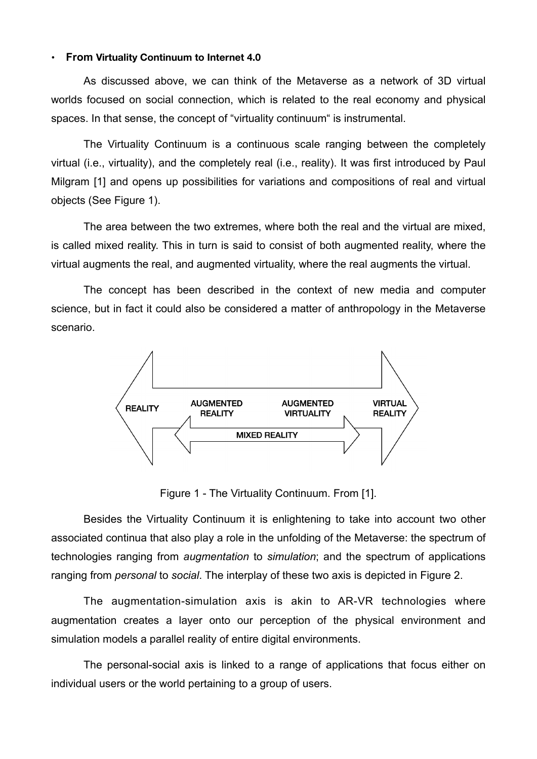- **From Virtuality Continuum to Internet 4.0**

As discussed above, we can think of the Metaverse as a network of 3D virtual worlds focused on social connection, which is related to the real economy and physical spaces. In that sense, the concept of "virtuality continuum" is instrumental.

The Virtuality Continuum is a continuous scale ranging between the completely virtual (i.e., virtuality), and the completely real (i.e., reality). It was first introduced by Paul Milgram [1] and opens up possibilities for variations and compositions of real and virtual objects (See Figure 1).

The area between the two extremes, where both the real and the virtual are mixed, is called mixed reality. This in turn is said to consist of both augmented reality, where the virtual augments the real, and augmented virtuality, where the real augments the virtual.

The concept has been described in the context of new media and computer science, but in fact it could also be considered a matter of anthropology in the Metaverse scenario.

REALITY | AUGMENTED REALITY | AUGMENTED VIRTUALITY | VIRTUAL REALITY

MIXED REALITY

Figure 1 - The Virtuality Continuum. From [1].

Besides the Virtuality Continuum it is enlightening to take into account two other associated continua that also play a role in the unfolding of the Metaverse: the spectrum of technologies ranging from *augmentation* to *simulation*; and the spectrum of applications ranging from *personal* to *social*. The interplay of these two axis is depicted in Figure 2.

The augmentation-simulation axis is akin to AR-VR technologies where augmentation creates a layer onto our perception of the physical environment and simulation models a parallel reality of entire digital environments.

The personal-social axis is linked to a range of applications that focus either on individual users or the world pertaining to a group of users.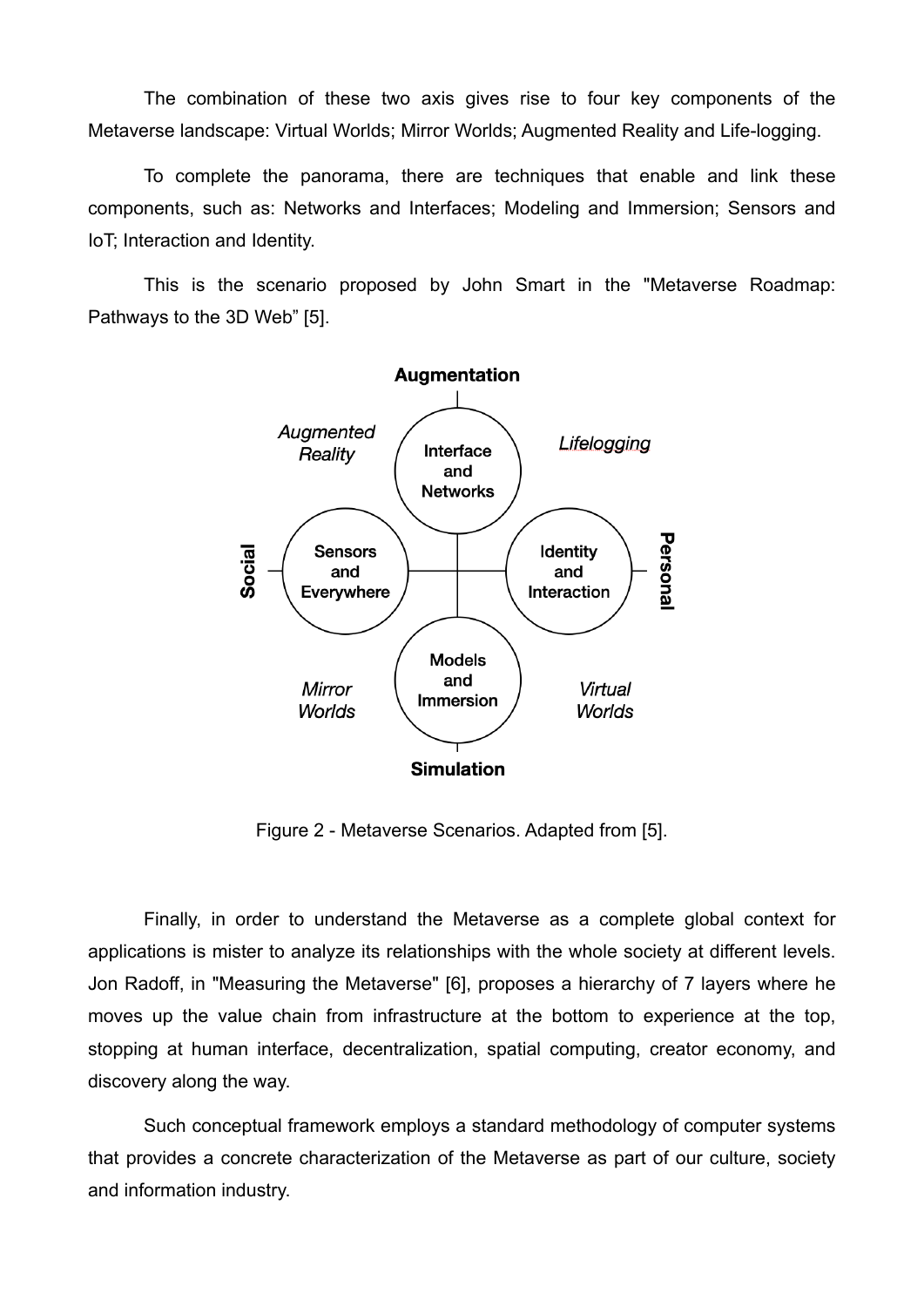The combination of these two axis gives rise to four key components of the Metaverse landscape: Virtual Worlds; Mirror Worlds; Augmented Reality and Life-logging.

To complete the panorama, there are techniques that enable and link these components, such as: Networks and Interfaces; Modeling and Immersion; Sensors and IoT; Interaction and Identity.

This is the scenario proposed by John Smart in the "Metaverse Roadmap: Pathways to the 3D Web" [5].

Figure 2 - Metaverse Scenarios. Adapted from [5].

Finally, in order to understand the Metaverse as a complete global context for applications is mister to analyze its relationships with the whole society at different levels. Jon Radoff, in "Measuring the Metaverse" [6], proposes a hierarchy of 7 layers where he moves up the value chain from infrastructure at the bottom to experience at the top, stopping at human interface, decentralization, spatial computing, creator economy, and discovery along the way.

Such conceptual framework employs a standard methodology of computer systems that provides a concrete characterization of the Metaverse as part of our culture, society and information industry.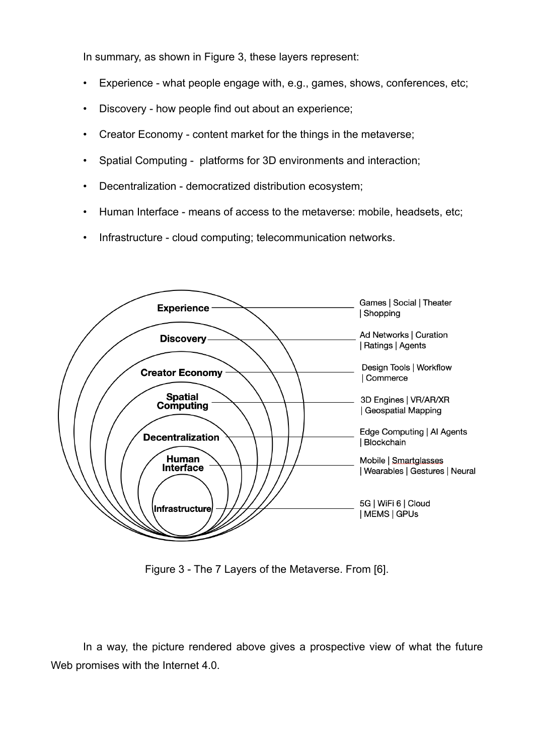In summary, as shown in Figure 3, these layers represent:

- Experience - what people engage with, e.g., games, shows, conferences, etc;
- Discovery - how people find out about an experience;
- Creator Economy - content market for the things in the metaverse;
- Spatial Computing - platforms for 3D environments and interaction;
- Decentralization - democratized distribution ecosystem;
- Human Interface - means of access to the metaverse: mobile, headsets, etc;
- Infrastructure - cloud computing; telecommunication networks.

| Layer | |
|---|---|
| Experience | Games \| Social \| Theater \| Shopping |
| Discovery | Ad Networks \| Curation \| Ratings \| Agents |
| Creator Economy | Design Tools \| Workflow \| Commerce |
| Spatial Computing | 3D Engines \| VR/AR/XR \| Geospatial Mapping |
| Decentralization | Edge Computing \| AI Agents \| Blockchain |
| Human Interface | Mobile \| Smartglasses \| Wearables \| Gestures \| Neural |
| Infrastructure | 5G \| WiFi 6 \| Cloud \| MEMS \| GPUs |

Figure 3 - The 7 Layers of the Metaverse. From [6].

In a way, the picture rendered above gives a prospective view of what the future Web promises with the Internet 4.0.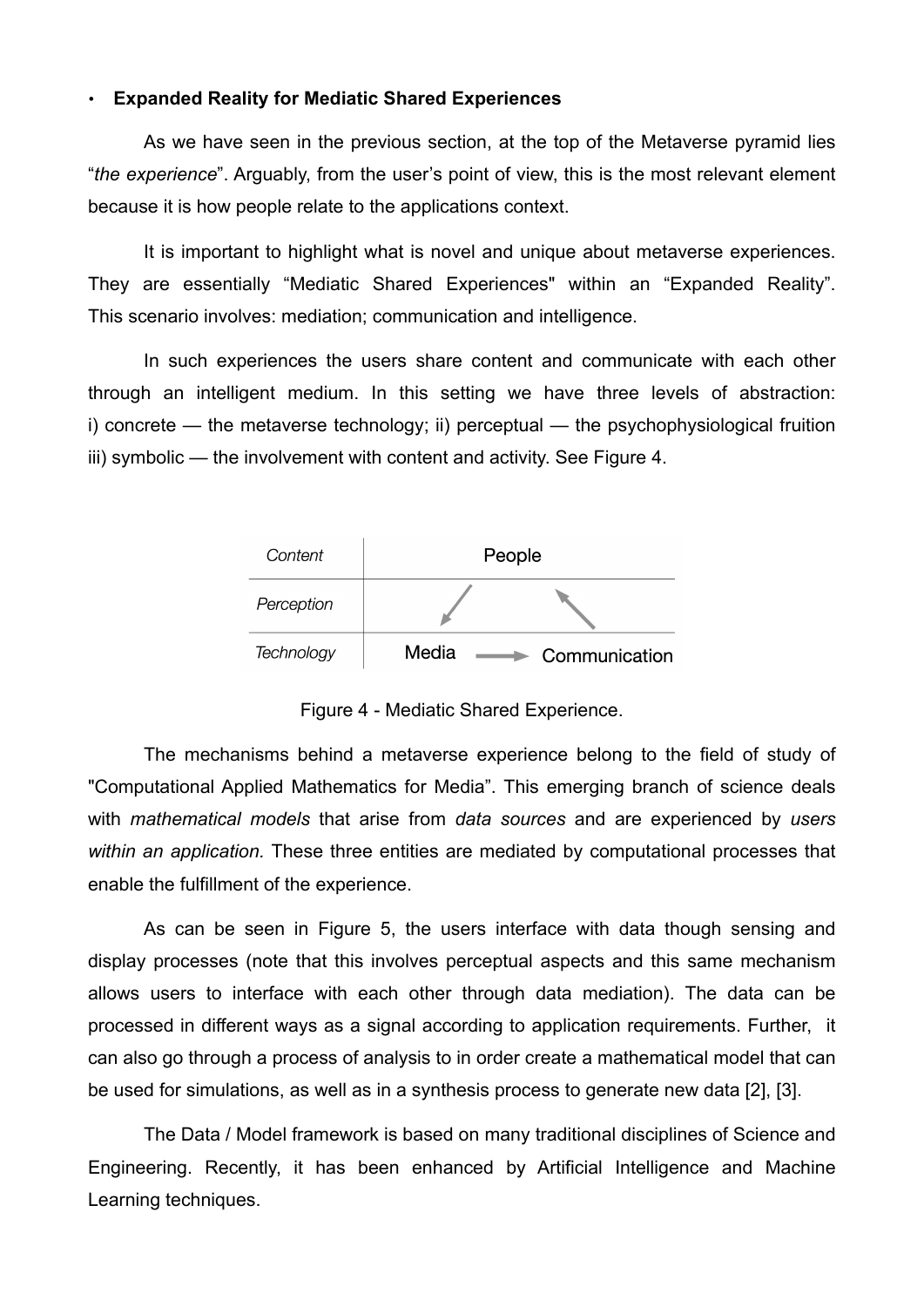- **Expanded Reality for Mediatic Shared Experiences**

As we have seen in the previous section, at the top of the Metaverse pyramid lies "*the experience*". Arguably, from the user's point of view, this is the most relevant element because it is how people relate to the applications context.

It is important to highlight what is novel and unique about metaverse experiences. They are essentially "Mediatic Shared Experiences" within an "Expanded Reality". This scenario involves: mediation; communication and intelligence.

In such experiences the users share content and communicate with each other through an intelligent medium. In this setting we have three levels of abstraction: i) concrete — the metaverse technology; ii) perceptual — the psychophysiological fruition iii) symbolic — the involvement with content and activity. See Figure 4.

| *Content* | People |
|---|---|
| *Perception* | ↙ ↖ |
| *Technology* | Media → Communication |

Figure 4 - Mediatic Shared Experience.

The mechanisms behind a metaverse experience belong to the field of study of "Computational Applied Mathematics for Media". This emerging branch of science deals with *mathematical models* that arise from *data sources* and are experienced by *users within an application.* These three entities are mediated by computational processes that enable the fulfillment of the experience.

As can be seen in Figure 5, the users interface with data though sensing and display processes (note that this involves perceptual aspects and this same mechanism allows users to interface with each other through data mediation). The data can be processed in different ways as a signal according to application requirements. Further, it can also go through a process of analysis to in order create a mathematical model that can be used for simulations, as well as in a synthesis process to generate new data [2], [3].

The Data / Model framework is based on many traditional disciplines of Science and Engineering. Recently, it has been enhanced by Artificial Intelligence and Machine Learning techniques.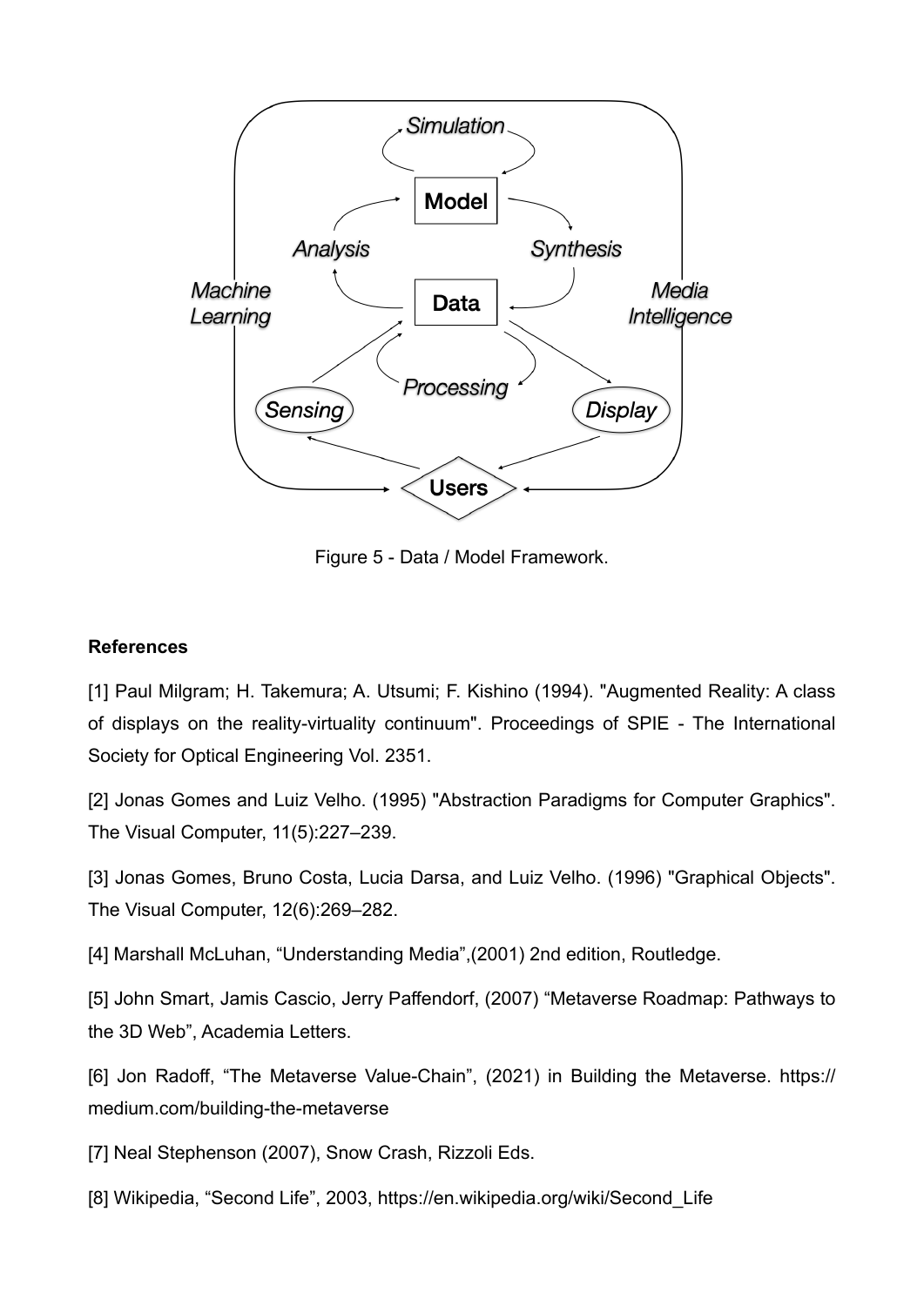Simulation

Model

Analysis

Synthesis

Machine Learning

Data

Media Intelligence

Processing

Sensing

Display

Users

Figure 5 - Data / Model Framework.

**References**

[1] Paul Milgram; H. Takemura; A. Utsumi; F. Kishino (1994). "Augmented Reality: A class of displays on the reality-virtuality continuum". Proceedings of SPIE - The International Society for Optical Engineering Vol. 2351.

[2] Jonas Gomes and Luiz Velho. (1995) "Abstraction Paradigms for Computer Graphics". The Visual Computer, 11(5):227–239.

[3] Jonas Gomes, Bruno Costa, Lucia Darsa, and Luiz Velho. (1996) "Graphical Objects". The Visual Computer, 12(6):269–282.

[4] Marshall McLuhan, "Understanding Media",(2001) 2nd edition, Routledge.

[5] John Smart, Jamis Cascio, Jerry Paffendorf, (2007) "Metaverse Roadmap: Pathways to the 3D Web", Academia Letters.

[6] Jon Radoff, "The Metaverse Value-Chain", (2021) in Building the Metaverse. https://medium.com/building-the-metaverse

[7] Neal Stephenson (2007), Snow Crash, Rizzoli Eds.

[8] Wikipedia, "Second Life", 2003, https://en.wikipedia.org/wiki/Second_Life